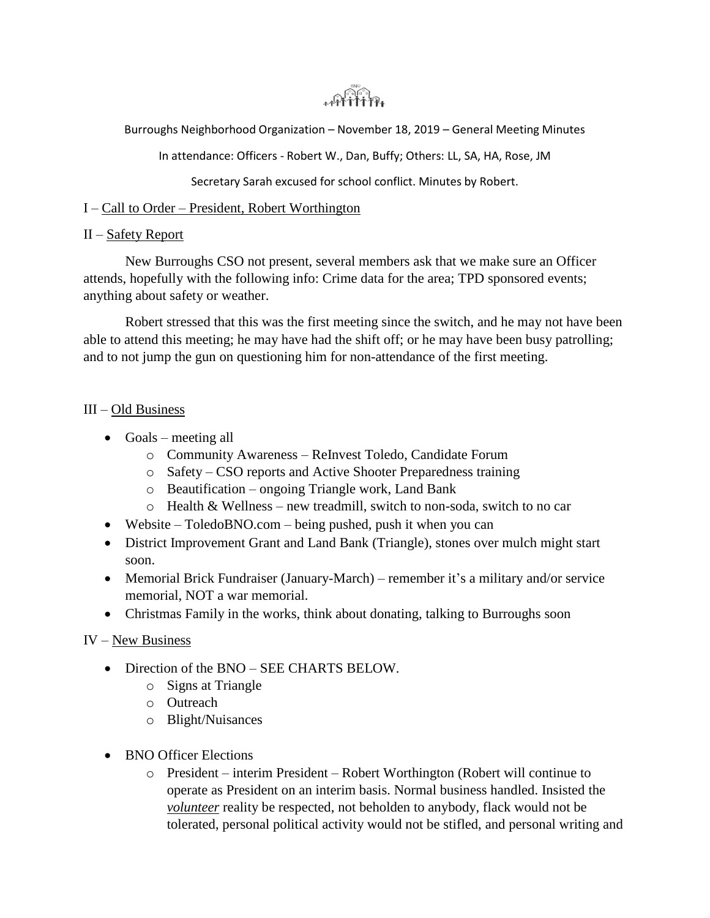Burroughs Neighborhood Organization – November 18, 2019 – General Meeting Minutes

In attendance: Officers - Robert W., Dan, Buffy; Others: LL, SA, HA, Rose, JM

Secretary Sarah excused for school conflict. Minutes by Robert.

## I – Call to Order – President, Robert Worthington

## II – Safety Report

New Burroughs CSO not present, several members ask that we make sure an Officer attends, hopefully with the following info: Crime data for the area; TPD sponsored events; anything about safety or weather.

Robert stressed that this was the first meeting since the switch, and he may not have been able to attend this meeting; he may have had the shift off; or he may have been busy patrolling; and to not jump the gun on questioning him for non-attendance of the first meeting.

## III – Old Business

- Goals – meeting all
  - Community Awareness – ReInvest Toledo, Candidate Forum
  - Safety – CSO reports and Active Shooter Preparedness training
  - Beautification – ongoing Triangle work, Land Bank
  - Health & Wellness – new treadmill, switch to non-soda, switch to no car
- Website – ToledoBNO.com – being pushed, push it when you can
- District Improvement Grant and Land Bank (Triangle), stones over mulch might start soon.
- Memorial Brick Fundraiser (January-March) – remember it's a military and/or service memorial, NOT a war memorial.
- Christmas Family in the works, think about donating, talking to Burroughs soon

## IV – New Business

- Direction of the BNO – SEE CHARTS BELOW.
  - Signs at Triangle
  - Outreach
  - Blight/Nuisances
- BNO Officer Elections
  - President – interim President – Robert Worthington (Robert will continue to operate as President on an interim basis. Normal business handled. Insisted the ***volunteer*** reality be respected, not beholden to anybody, flack would not be tolerated, personal political activity would not be stifled, and personal writing and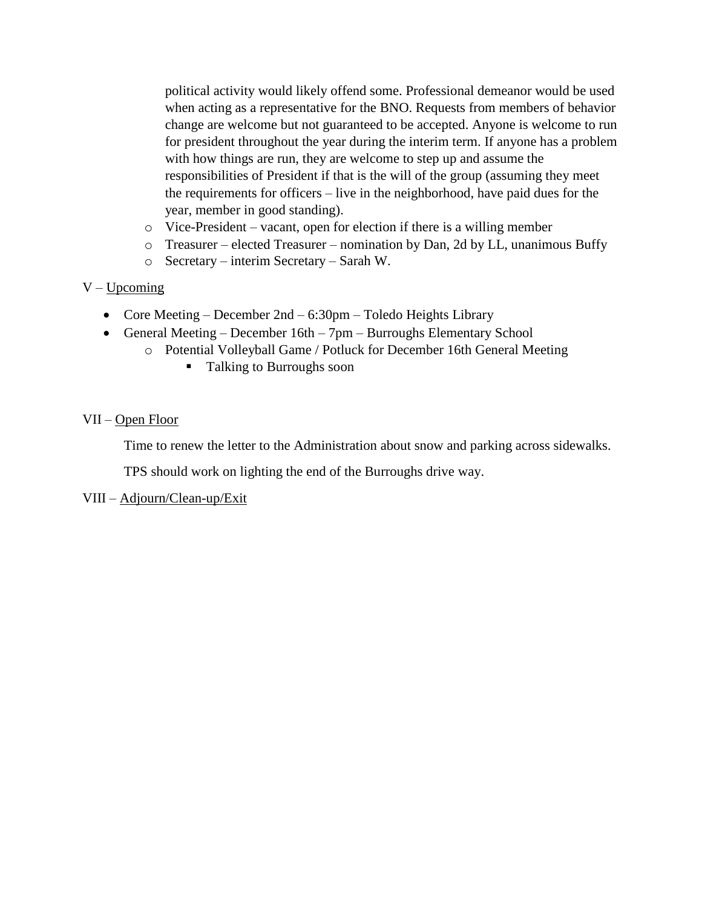political activity would likely offend some. Professional demeanor would be used when acting as a representative for the BNO. Requests from members of behavior change are welcome but not guaranteed to be accepted. Anyone is welcome to run for president throughout the year during the interim term. If anyone has a problem with how things are run, they are welcome to step up and assume the responsibilities of President if that is the will of the group (assuming they meet the requirements for officers – live in the neighborhood, have paid dues for the year, member in good standing).

- Vice-President – vacant, open for election if there is a willing member
- Treasurer – elected Treasurer – nomination by Dan, 2d by LL, unanimous Buffy
- Secretary – interim Secretary – Sarah W.

V – Upcoming

- Core Meeting – December 2nd – 6:30pm – Toledo Heights Library
- General Meeting – December 16th – 7pm – Burroughs Elementary School
  - Potential Volleyball Game / Potluck for December 16th General Meeting
    - Talking to Burroughs soon

VII – Open Floor

Time to renew the letter to the Administration about snow and parking across sidewalks.

TPS should work on lighting the end of the Burroughs drive way.

VIII – Adjourn/Clean-up/Exit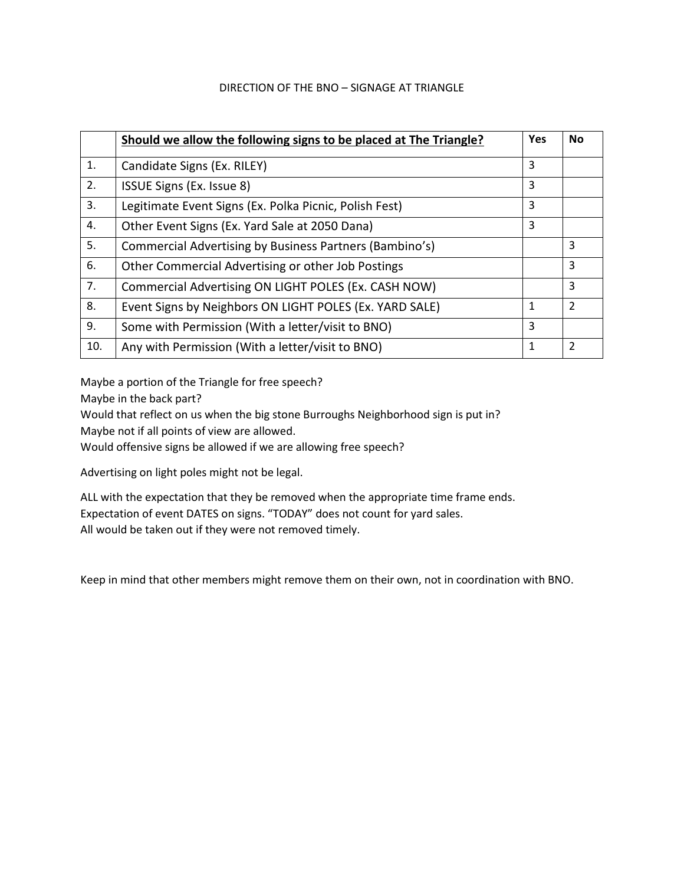DIRECTION OF THE BNO – SIGNAGE AT TRIANGLE

| | **Should we allow the following signs to be placed at The Triangle?** | **Yes** | **No** |
|---|---|---|---|
| 1. | Candidate Signs (Ex. RILEY) | 3 | |
| 2. | ISSUE Signs (Ex. Issue 8) | 3 | |
| 3. | Legitimate Event Signs (Ex. Polka Picnic, Polish Fest) | 3 | |
| 4. | Other Event Signs (Ex. Yard Sale at 2050 Dana) | 3 | |
| 5. | Commercial Advertising by Business Partners (Bambino's) | | 3 |
| 6. | Other Commercial Advertising or other Job Postings | | 3 |
| 7. | Commercial Advertising ON LIGHT POLES (Ex. CASH NOW) | | 3 |
| 8. | Event Signs by Neighbors ON LIGHT POLES (Ex. YARD SALE) | 1 | 2 |
| 9. | Some with Permission (With a letter/visit to BNO) | 3 | |
| 10. | Any with Permission (With a letter/visit to BNO) | 1 | 2 |

Maybe a portion of the Triangle for free speech?
Maybe in the back part?
Would that reflect on us when the big stone Burroughs Neighborhood sign is put in?
Maybe not if all points of view are allowed.
Would offensive signs be allowed if we are allowing free speech?

Advertising on light poles might not be legal.

ALL with the expectation that they be removed when the appropriate time frame ends.
Expectation of event DATES on signs. "TODAY" does not count for yard sales.
All would be taken out if they were not removed timely.

Keep in mind that other members might remove them on their own, not in coordination with BNO.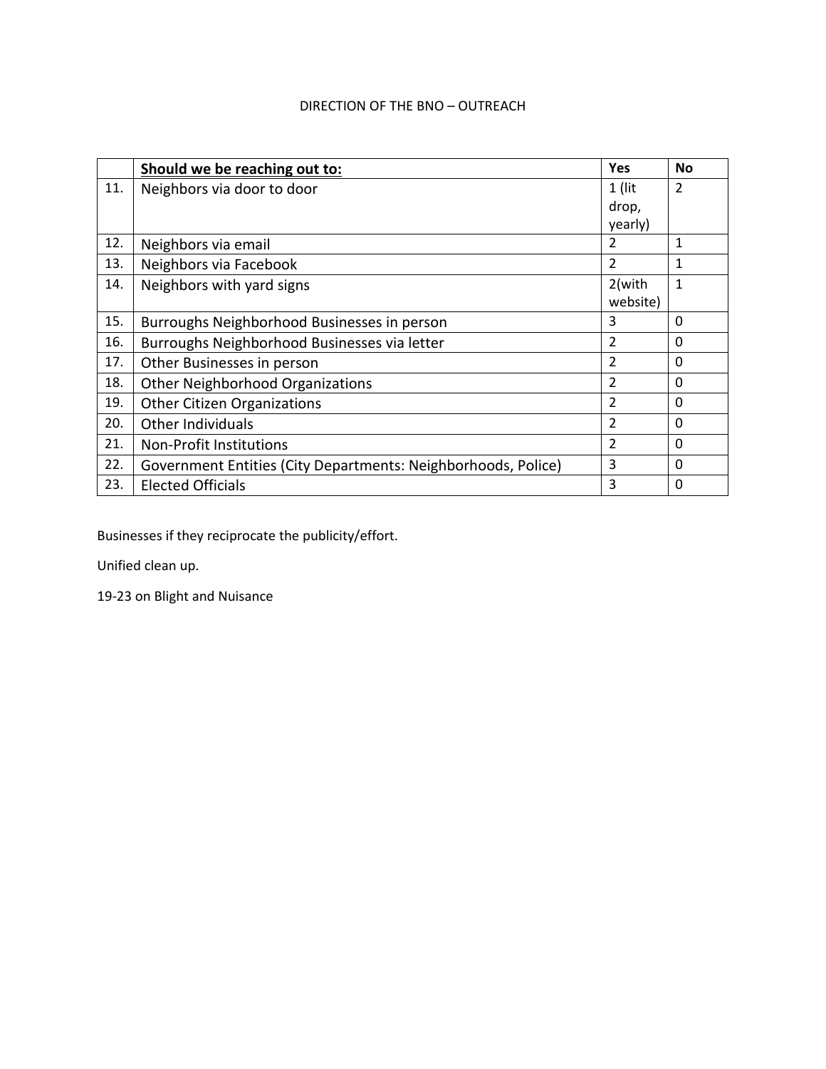DIRECTION OF THE BNO – OUTREACH

| | **Should we be reaching out to:** | **Yes** | **No** |
|---|---|---|---|
| 11. | Neighbors via door to door | 1 (lit drop, yearly) | 2 |
| 12. | Neighbors via email | 2 | 1 |
| 13. | Neighbors via Facebook | 2 | 1 |
| 14. | Neighbors with yard signs | 2(with website) | 1 |
| 15. | Burroughs Neighborhood Businesses in person | 3 | 0 |
| 16. | Burroughs Neighborhood Businesses via letter | 2 | 0 |
| 17. | Other Businesses in person | 2 | 0 |
| 18. | Other Neighborhood Organizations | 2 | 0 |
| 19. | Other Citizen Organizations | 2 | 0 |
| 20. | Other Individuals | 2 | 0 |
| 21. | Non-Profit Institutions | 2 | 0 |
| 22. | Government Entities (City Departments: Neighborhoods, Police) | 3 | 0 |
| 23. | Elected Officials | 3 | 0 |

Businesses if they reciprocate the publicity/effort.

Unified clean up.

19-23 on Blight and Nuisance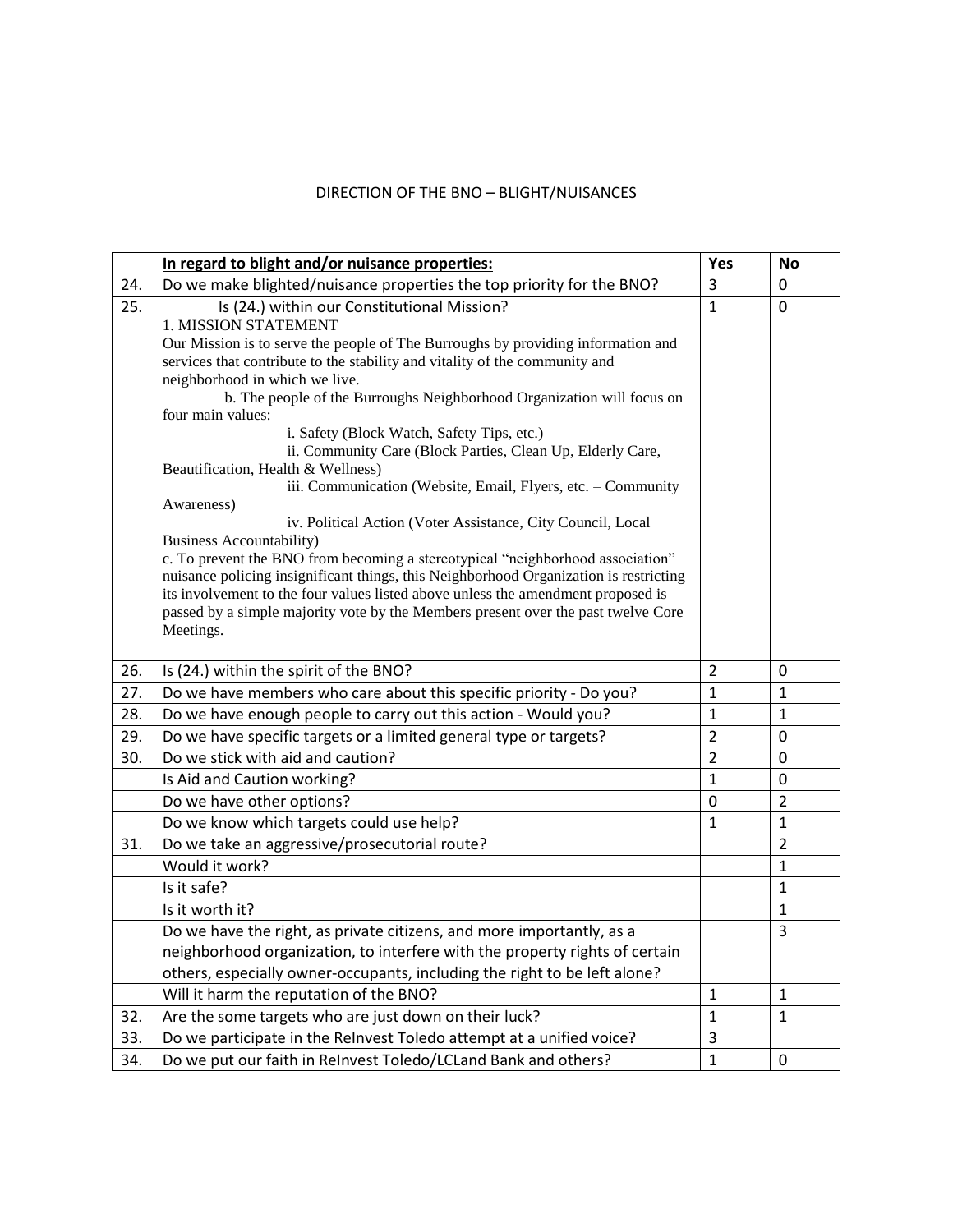DIRECTION OF THE BNO – BLIGHT/NUISANCES

| | **In regard to blight and/or nuisance properties:** | **Yes** | **No** |
|---|---|---|---|
| 24. | Do we make blighted/nuisance properties the top priority for the BNO? | 3 | 0 |
| 25. | Is (24.) within our Constitutional Mission?<br>1. MISSION STATEMENT<br>Our Mission is to serve the people of The Burroughs by providing information and services that contribute to the stability and vitality of the community and neighborhood in which we live.<br>b. The people of the Burroughs Neighborhood Organization will focus on four main values:<br>i. Safety (Block Watch, Safety Tips, etc.)<br>ii. Community Care (Block Parties, Clean Up, Elderly Care, Beautification, Health & Wellness)<br>iii. Communication (Website, Email, Flyers, etc. – Community Awareness)<br>iv. Political Action (Voter Assistance, City Council, Local Business Accountability)<br>c. To prevent the BNO from becoming a stereotypical "neighborhood association" nuisance policing insignificant things, this Neighborhood Organization is restricting its involvement to the four values listed above unless the amendment proposed is passed by a simple majority vote by the Members present over the past twelve Core Meetings. | 1 | 0 |
| 26. | Is (24.) within the spirit of the BNO? | 2 | 0 |
| 27. | Do we have members who care about this specific priority - Do you? | 1 | 1 |
| 28. | Do we have enough people to carry out this action - Would you? | 1 | 1 |
| 29. | Do we have specific targets or a limited general type or targets? | 2 | 0 |
| 30. | Do we stick with aid and caution? | 2 | 0 |
| | Is Aid and Caution working? | 1 | 0 |
| | Do we have other options? | 0 | 2 |
| | Do we know which targets could use help? | 1 | 1 |
| 31. | Do we take an aggressive/prosecutorial route? | | 2 |
| | Would it work? | | 1 |
| | Is it safe? | | 1 |
| | Is it worth it? | | 1 |
| | Do we have the right, as private citizens, and more importantly, as a neighborhood organization, to interfere with the property rights of certain others, especially owner-occupants, including the right to be left alone? | | 3 |
| | Will it harm the reputation of the BNO? | 1 | 1 |
| 32. | Are the some targets who are just down on their luck? | 1 | 1 |
| 33. | Do we participate in the ReInvest Toledo attempt at a unified voice? | 3 | |
| 34. | Do we put our faith in ReInvest Toledo/LCLand Bank and others? | 1 | 0 |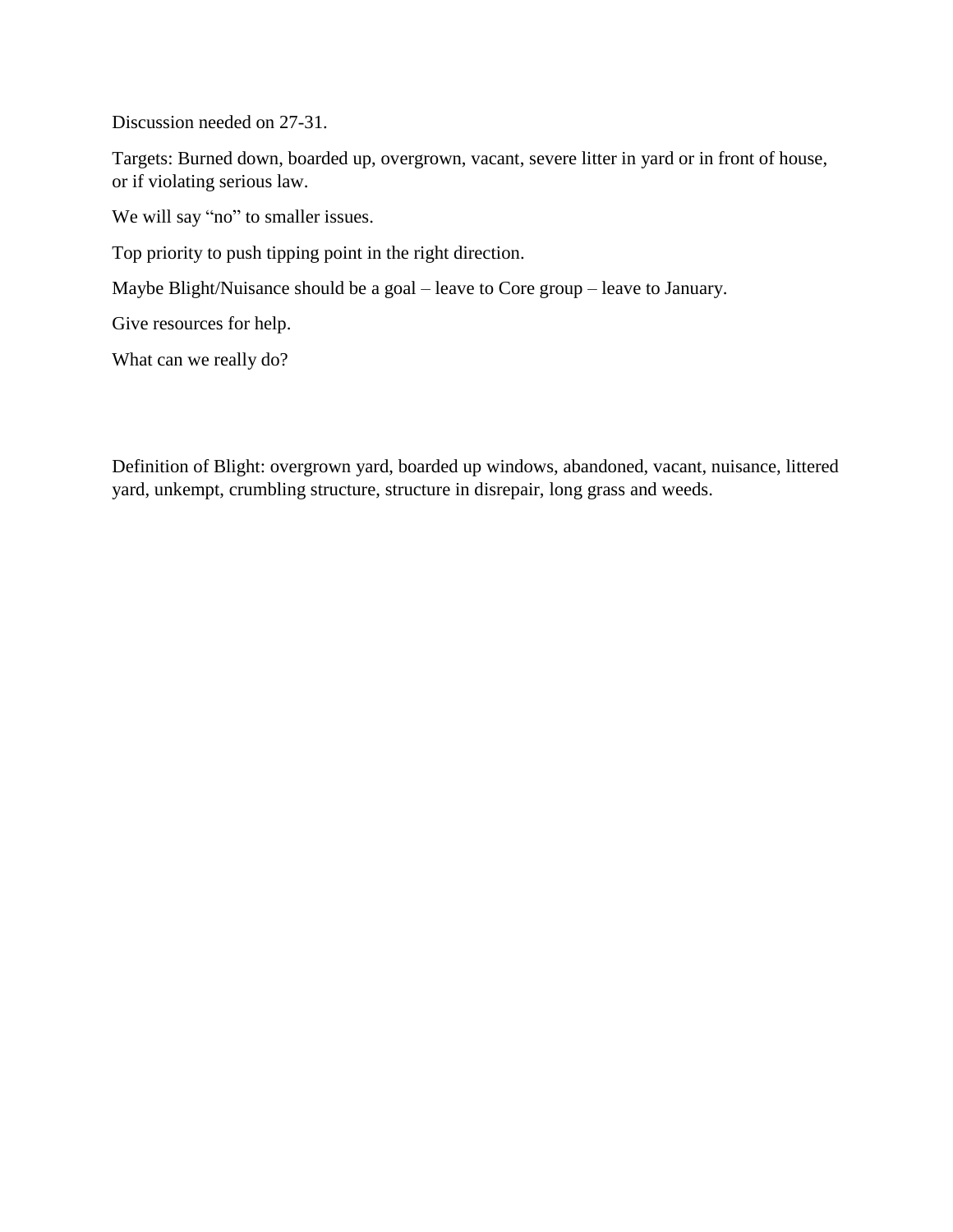Discussion needed on 27-31.

Targets: Burned down, boarded up, overgrown, vacant, severe litter in yard or in front of house, or if violating serious law.

We will say "no" to smaller issues.

Top priority to push tipping point in the right direction.

Maybe Blight/Nuisance should be a goal – leave to Core group – leave to January.

Give resources for help.

What can we really do?

Definition of Blight: overgrown yard, boarded up windows, abandoned, vacant, nuisance, littered yard, unkempt, crumbling structure, structure in disrepair, long grass and weeds.